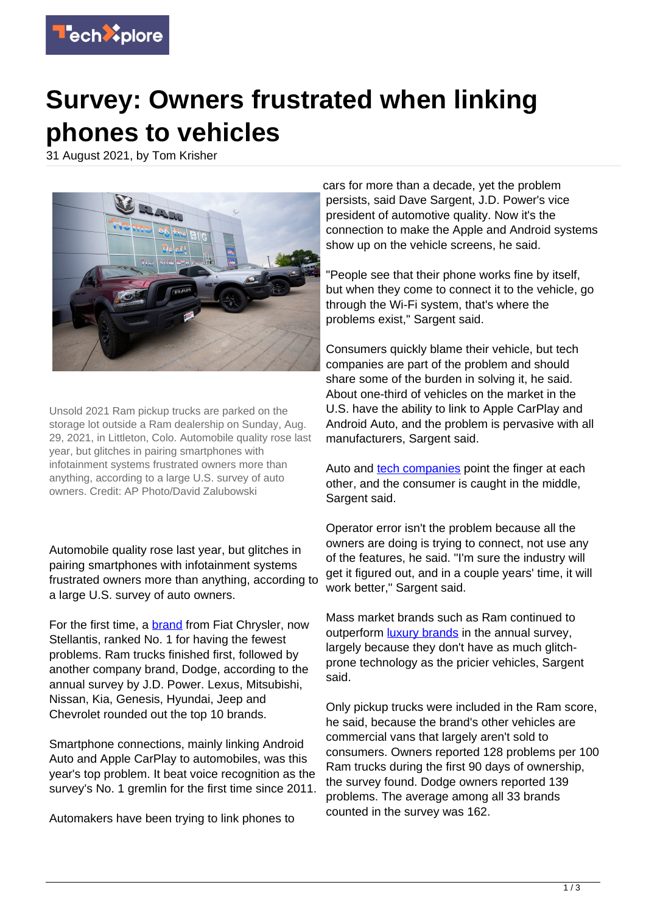# Survey: Owners frustrated when linking phones to vehicles

31 August 2021, by Tom Krisher

Unsold 2021 Ram pickup trucks are parked on the storage lot outside a Ram dealership on Sunday, Aug. 29, 2021, in Littleton, Colo. Automobile quality rose last year, but glitches in pairing smartphones with infotainment systems frustrated owners more than anything, according to a large U.S. survey of auto owners. Credit: AP Photo/David Zalubowski

Automobile quality rose last year, but glitches in pairing smartphones with infotainment systems frustrated owners more than anything, according to a large U.S. survey of auto owners.

For the first time, a brand from Fiat Chrysler, now Stellantis, ranked No. 1 for having the fewest problems. Ram trucks finished first, followed by another company brand, Dodge, according to the annual survey by J.D. Power. Lexus, Mitsubishi, Nissan, Kia, Genesis, Hyundai, Jeep and Chevrolet rounded out the top 10 brands.

Smartphone connections, mainly linking Android Auto and Apple CarPlay to automobiles, was this year's top problem. It beat voice recognition as the survey's No. 1 gremlin for the first time since 2011.

Automakers have been trying to link phones to cars for more than a decade, yet the problem persists, said Dave Sargent, J.D. Power's vice president of automotive quality. Now it's the connection to make the Apple and Android systems show up on the vehicle screens, he said.

"People see that their phone works fine by itself, but when they come to connect it to the vehicle, go through the Wi-Fi system, that's where the problems exist," Sargent said.

Consumers quickly blame their vehicle, but tech companies are part of the problem and should share some of the burden in solving it, he said. About one-third of vehicles on the market in the U.S. have the ability to link to Apple CarPlay and Android Auto, and the problem is pervasive with all manufacturers, Sargent said.

Auto and tech companies point the finger at each other, and the consumer is caught in the middle, Sargent said.

Operator error isn't the problem because all the owners are doing is trying to connect, not use any of the features, he said. "I'm sure the industry will get it figured out, and in a couple years' time, it will work better," Sargent said.

Mass market brands such as Ram continued to outperform luxury brands in the annual survey, largely because they don't have as much glitch-prone technology as the pricier vehicles, Sargent said.

Only pickup trucks were included in the Ram score, he said, because the brand's other vehicles are commercial vans that largely aren't sold to consumers. Owners reported 128 problems per 100 Ram trucks during the first 90 days of ownership, the survey found. Dodge owners reported 139 problems. The average among all 33 brands counted in the survey was 162.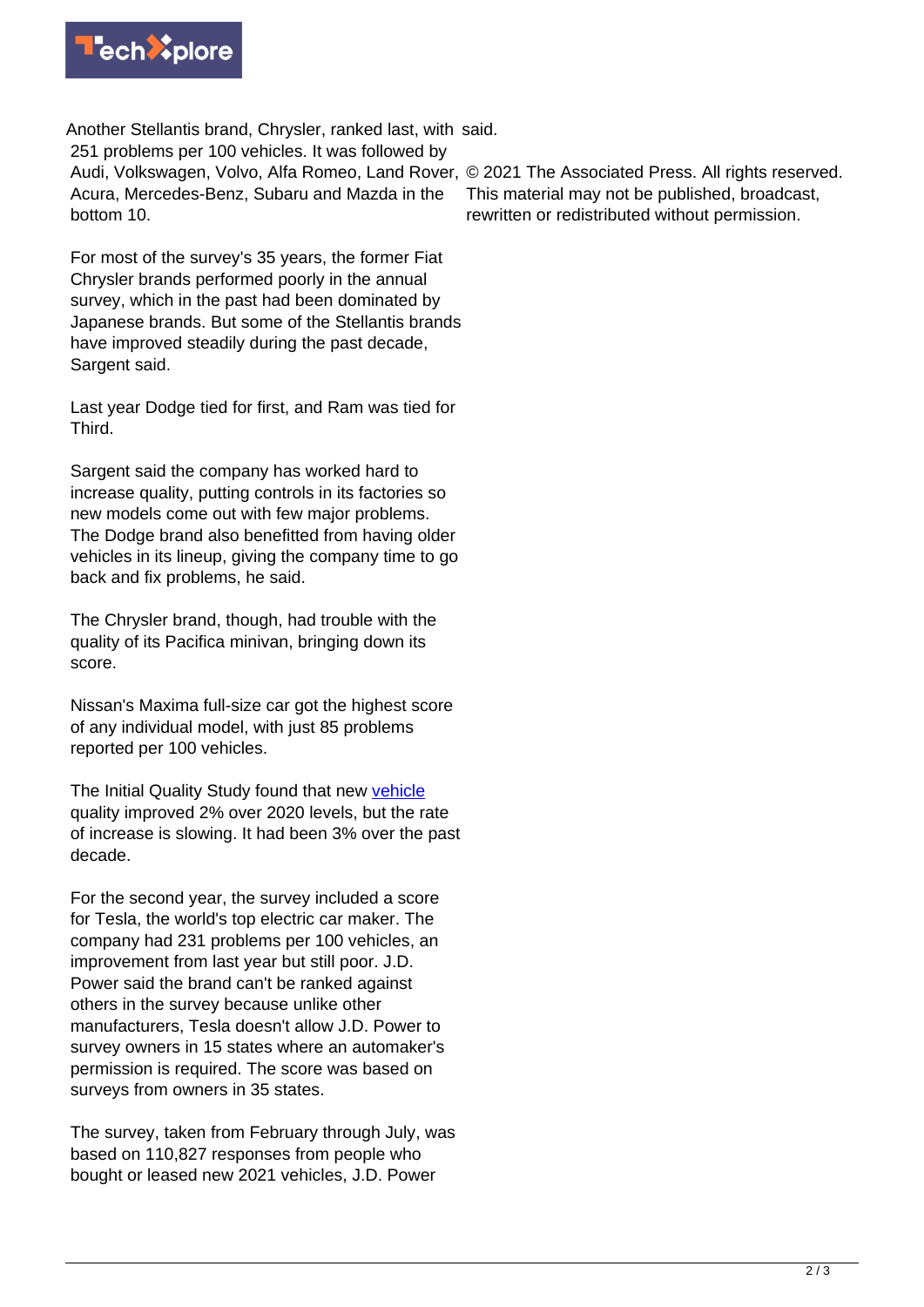Another Stellantis brand, Chrysler, ranked last, with 251 problems per 100 vehicles. It was followed by Audi, Volkswagen, Volvo, Alfa Romeo, Land Rover, Acura, Mercedes-Benz, Subaru and Mazda in the bottom 10.

For most of the survey's 35 years, the former Fiat Chrysler brands performed poorly in the annual survey, which in the past had been dominated by Japanese brands. But some of the Stellantis brands have improved steadily during the past decade, Sargent said.

Last year Dodge tied for first, and Ram was tied for Third.

Sargent said the company has worked hard to increase quality, putting controls in its factories so new models come out with few major problems. The Dodge brand also benefitted from having older vehicles in its lineup, giving the company time to go back and fix problems, he said.

The Chrysler brand, though, had trouble with the quality of its Pacifica minivan, bringing down its score.

Nissan's Maxima full-size car got the highest score of any individual model, with just 85 problems reported per 100 vehicles.

The Initial Quality Study found that new vehicle quality improved 2% over 2020 levels, but the rate of increase is slowing. It had been 3% over the past decade.

For the second year, the survey included a score for Tesla, the world's top electric car maker. The company had 231 problems per 100 vehicles, an improvement from last year but still poor. J.D. Power said the brand can't be ranked against others in the survey because unlike other manufacturers, Tesla doesn't allow J.D. Power to survey owners in 15 states where an automaker's permission is required. The score was based on surveys from owners in 35 states.

The survey, taken from February through July, was based on 110,827 responses from people who bought or leased new 2021 vehicles, J.D. Power said.

© 2021 The Associated Press. All rights reserved. This material may not be published, broadcast, rewritten or redistributed without permission.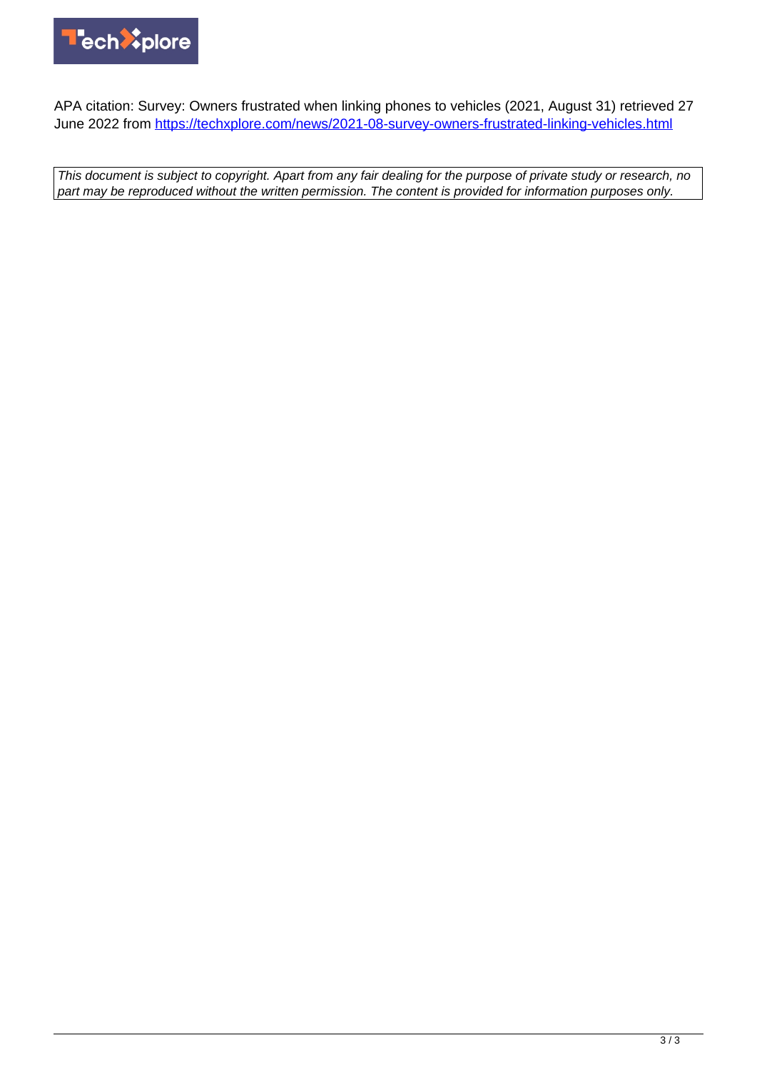APA citation: Survey: Owners frustrated when linking phones to vehicles (2021, August 31) retrieved 27 June 2022 from https://techxplore.com/news/2021-08-survey-owners-frustrated-linking-vehicles.html

*This document is subject to copyright. Apart from any fair dealing for the purpose of private study or research, no part may be reproduced without the written permission. The content is provided for information purposes only.*